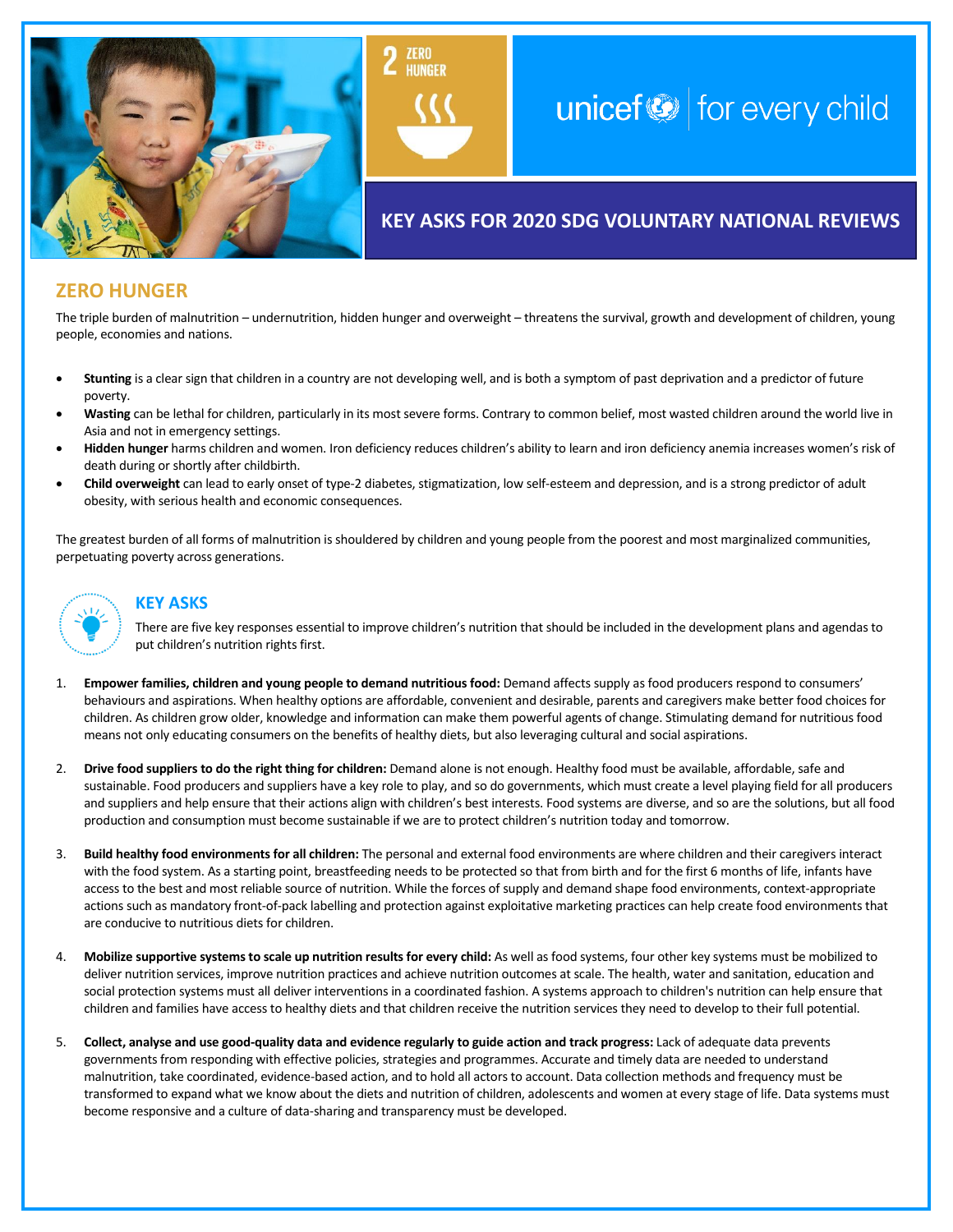2 ZERO HUNGER

unicef | for every child

# KEY ASKS FOR 2020 SDG VOLUNTARY NATIONAL REVIEWS

## ZERO HUNGER

The triple burden of malnutrition – undernutrition, hidden hunger and overweight – threatens the survival, growth and development of children, young people, economies and nations.

- **Stunting** is a clear sign that children in a country are not developing well, and is both a symptom of past deprivation and a predictor of future poverty.
- **Wasting** can be lethal for children, particularly in its most severe forms. Contrary to common belief, most wasted children around the world live in Asia and not in emergency settings.
- **Hidden hunger** harms children and women. Iron deficiency reduces children's ability to learn and iron deficiency anemia increases women's risk of death during or shortly after childbirth.
- **Child overweight** can lead to early onset of type-2 diabetes, stigmatization, low self-esteem and depression, and is a strong predictor of adult obesity, with serious health and economic consequences.

The greatest burden of all forms of malnutrition is shouldered by children and young people from the poorest and most marginalized communities, perpetuating poverty across generations.

### KEY ASKS

There are five key responses essential to improve children's nutrition that should be included in the development plans and agendas to put children's nutrition rights first.

1. **Empower families, children and young people to demand nutritious food:** Demand affects supply as food producers respond to consumers' behaviours and aspirations. When healthy options are affordable, convenient and desirable, parents and caregivers make better food choices for children. As children grow older, knowledge and information can make them powerful agents of change. Stimulating demand for nutritious food means not only educating consumers on the benefits of healthy diets, but also leveraging cultural and social aspirations.

2. **Drive food suppliers to do the right thing for children:** Demand alone is not enough. Healthy food must be available, affordable, safe and sustainable. Food producers and suppliers have a key role to play, and so do governments, which must create a level playing field for all producers and suppliers and help ensure that their actions align with children's best interests. Food systems are diverse, and so are the solutions, but all food production and consumption must become sustainable if we are to protect children's nutrition today and tomorrow.

3. **Build healthy food environments for all children:** The personal and external food environments are where children and their caregivers interact with the food system. As a starting point, breastfeeding needs to be protected so that from birth and for the first 6 months of life, infants have access to the best and most reliable source of nutrition. While the forces of supply and demand shape food environments, context-appropriate actions such as mandatory front-of-pack labelling and protection against exploitative marketing practices can help create food environments that are conducive to nutritious diets for children.

4. **Mobilize supportive systems to scale up nutrition results for every child:** As well as food systems, four other key systems must be mobilized to deliver nutrition services, improve nutrition practices and achieve nutrition outcomes at scale. The health, water and sanitation, education and social protection systems must all deliver interventions in a coordinated fashion. A systems approach to children's nutrition can help ensure that children and families have access to healthy diets and that children receive the nutrition services they need to develop to their full potential.

5. **Collect, analyse and use good-quality data and evidence regularly to guide action and track progress:** Lack of adequate data prevents governments from responding with effective policies, strategies and programmes. Accurate and timely data are needed to understand malnutrition, take coordinated, evidence-based action, and to hold all actors to account. Data collection methods and frequency must be transformed to expand what we know about the diets and nutrition of children, adolescents and women at every stage of life. Data systems must become responsive and a culture of data-sharing and transparency must be developed.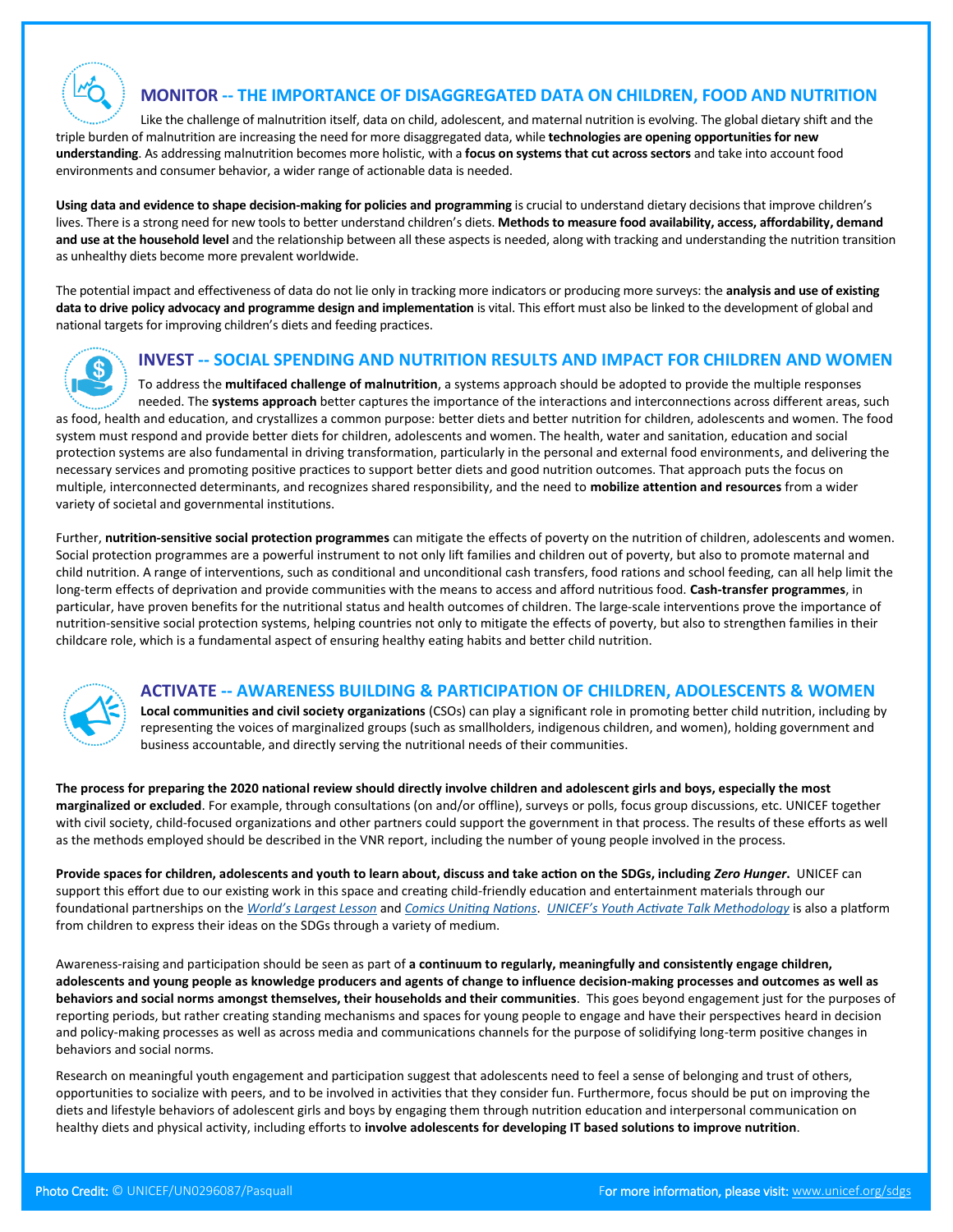## MONITOR -- THE IMPORTANCE OF DISAGGREGATED DATA ON CHILDREN, FOOD AND NUTRITION

Like the challenge of malnutrition itself, data on child, adolescent, and maternal nutrition is evolving. The global dietary shift and the triple burden of malnutrition are increasing the need for more disaggregated data, while **technologies are opening opportunities for new understanding**. As addressing malnutrition becomes more holistic, with a **focus on systems that cut across sectors** and take into account food environments and consumer behavior, a wider range of actionable data is needed.

**Using data and evidence to shape decision-making for policies and programming** is crucial to understand dietary decisions that improve children's lives. There is a strong need for new tools to better understand children's diets. **Methods to measure food availability, access, affordability, demand and use at the household level** and the relationship between all these aspects is needed, along with tracking and understanding the nutrition transition as unhealthy diets become more prevalent worldwide.

The potential impact and effectiveness of data do not lie only in tracking more indicators or producing more surveys: the **analysis and use of existing data to drive policy advocacy and programme design and implementation** is vital. This effort must also be linked to the development of global and national targets for improving children's diets and feeding practices.

## INVEST -- SOCIAL SPENDING AND NUTRITION RESULTS AND IMPACT FOR CHILDREN AND WOMEN

To address the **multifaced challenge of malnutrition**, a systems approach should be adopted to provide the multiple responses needed. The **systems approach** better captures the importance of the interactions and interconnections across different areas, such as food, health and education, and crystallizes a common purpose: better diets and better nutrition for children, adolescents and women. The food system must respond and provide better diets for children, adolescents and women. The health, water and sanitation, education and social protection systems are also fundamental in driving transformation, particularly in the personal and external food environments, and delivering the necessary services and promoting positive practices to support better diets and good nutrition outcomes. That approach puts the focus on multiple, interconnected determinants, and recognizes shared responsibility, and the need to **mobilize attention and resources** from a wider variety of societal and governmental institutions.

Further, **nutrition-sensitive social protection programmes** can mitigate the effects of poverty on the nutrition of children, adolescents and women. Social protection programmes are a powerful instrument to not only lift families and children out of poverty, but also to promote maternal and child nutrition. A range of interventions, such as conditional and unconditional cash transfers, food rations and school feeding, can all help limit the long-term effects of deprivation and provide communities with the means to access and afford nutritious food. **Cash-transfer programmes**, in particular, have proven benefits for the nutritional status and health outcomes of children. The large-scale interventions prove the importance of nutrition-sensitive social protection systems, helping countries not only to mitigate the effects of poverty, but also to strengthen families in their childcare role, which is a fundamental aspect of ensuring healthy eating habits and better child nutrition.

## ACTIVATE -- AWARENESS BUILDING & PARTICIPATION OF CHILDREN, ADOLESCENTS & WOMEN

**Local communities and civil society organizations** (CSOs) can play a significant role in promoting better child nutrition, including by representing the voices of marginalized groups (such as smallholders, indigenous children, and women), holding government and business accountable, and directly serving the nutritional needs of their communities.

**The process for preparing the 2020 national review should directly involve children and adolescent girls and boys, especially the most marginalized or excluded**. For example, through consultations (on and/or offline), surveys or polls, focus group discussions, etc. UNICEF together with civil society, child-focused organizations and other partners could support the government in that process. The results of these efforts as well as the methods employed should be described in the VNR report, including the number of young people involved in the process.

**Provide spaces for children, adolescents and youth to learn about, discuss and take action on the SDGs, including *Zero Hunger*.** UNICEF can support this effort due to our existing work in this space and creating child-friendly education and entertainment materials through our foundational partnerships on the *World's Largest Lesson* and *Comics Uniting Nations*. *UNICEF's Youth Activate Talk Methodology* is also a platform from children to express their ideas on the SDGs through a variety of medium.

Awareness-raising and participation should be seen as part of **a continuum to regularly, meaningfully and consistently engage children, adolescents and young people as knowledge producers and agents of change to influence decision-making processes and outcomes as well as behaviors and social norms amongst themselves, their households and their communities**. This goes beyond engagement just for the purposes of reporting periods, but rather creating standing mechanisms and spaces for young people to engage and have their perspectives heard in decision and policy-making processes as well as across media and communications channels for the purpose of solidifying long-term positive changes in behaviors and social norms.

Research on meaningful youth engagement and participation suggest that adolescents need to feel a sense of belonging and trust of others, opportunities to socialize with peers, and to be involved in activities that they consider fun. Furthermore, focus should be put on improving the diets and lifestyle behaviors of adolescent girls and boys by engaging them through nutrition education and interpersonal communication on healthy diets and physical activity, including efforts to **involve adolescents for developing IT based solutions to improve nutrition**.

Photo Credit: © UNICEF/UN0296087/Pasquall

For more information, please visit: www.unicef.org/sdgs